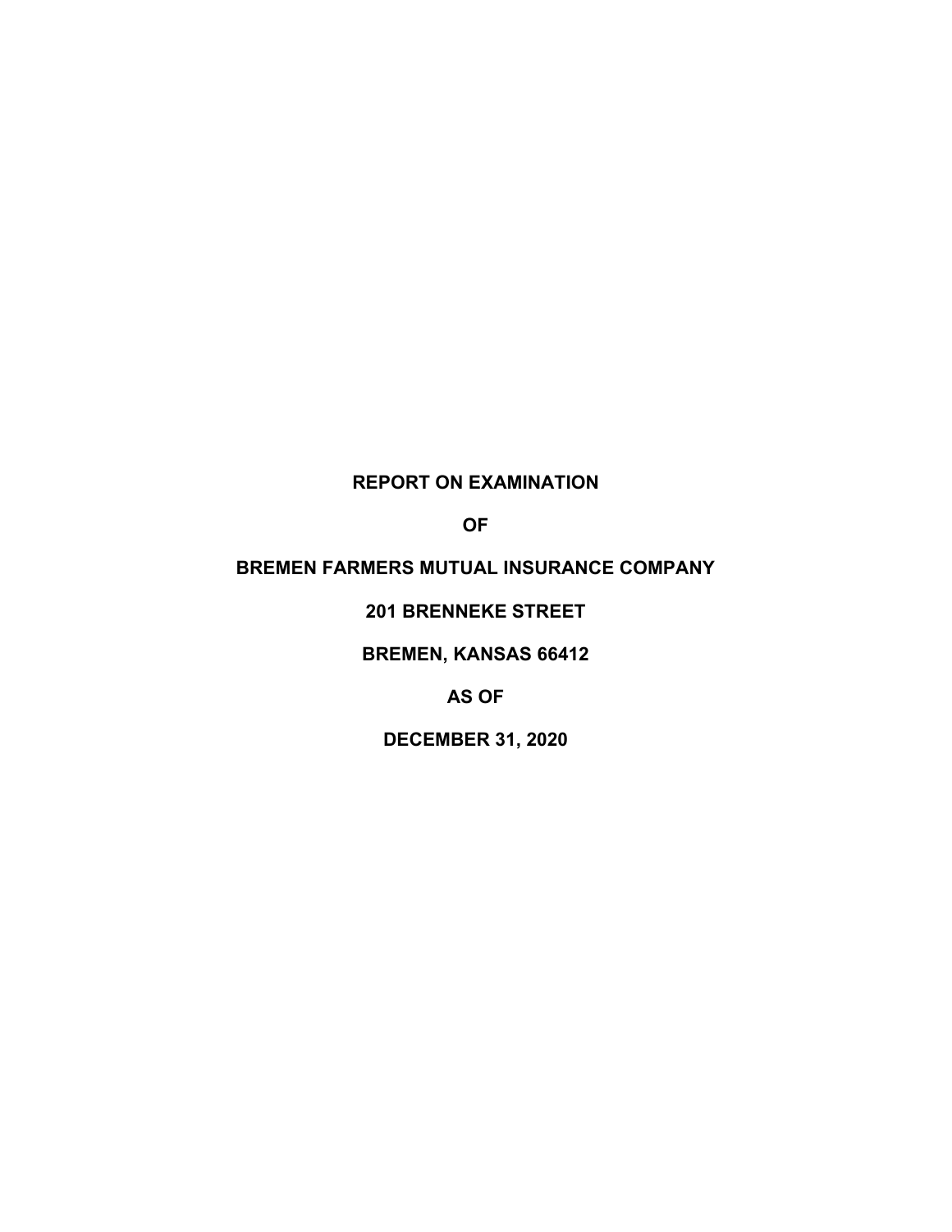# REPORT ON EXAMINATION

# OF

# BREMEN FARMERS MUTUAL INSURANCE COMPANY

# 201 BRENNEKE STREET

# BREMEN, KANSAS 66412

# AS OF

# DECEMBER 31, 2020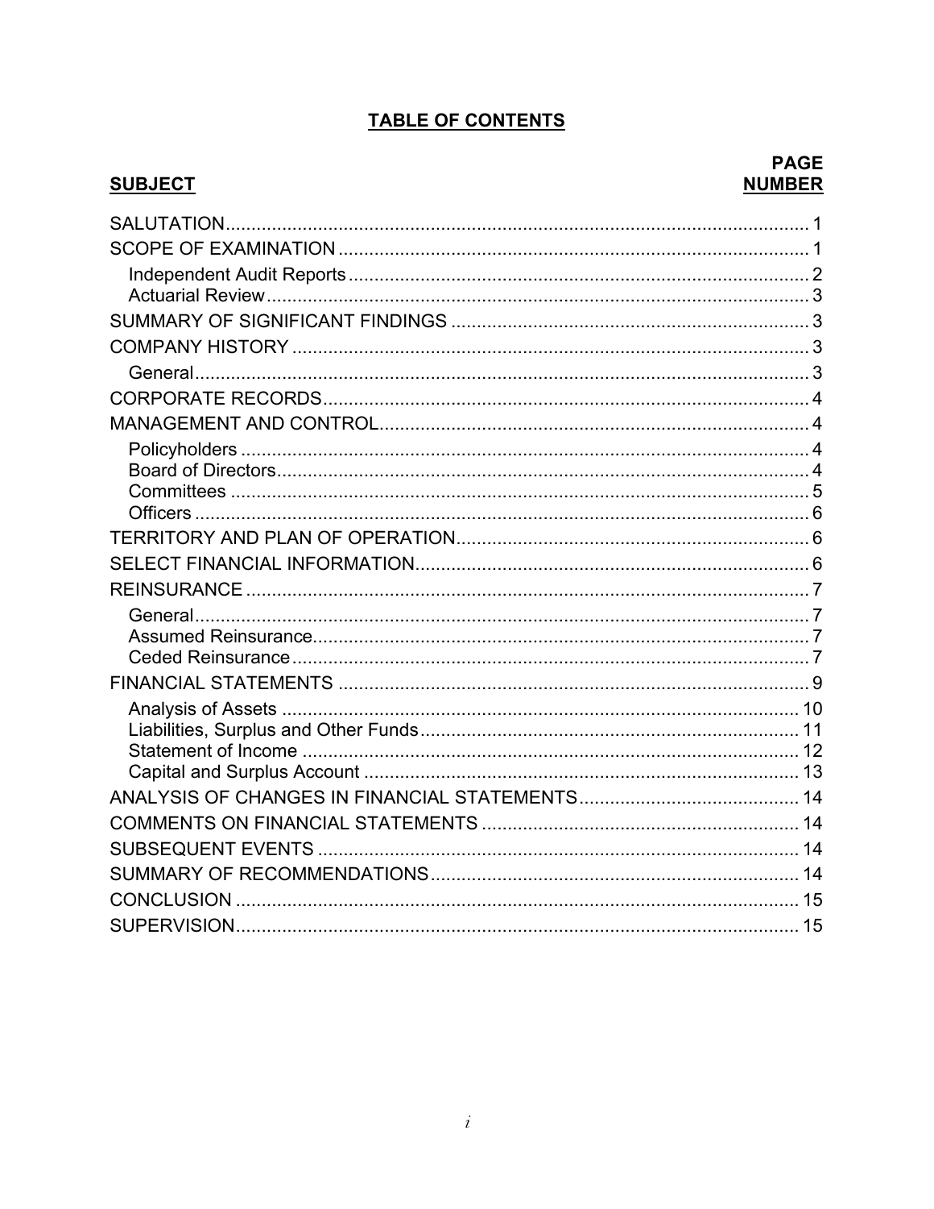# TABLE OF CONTENTS

| SUBJECT | PAGE NUMBER |
|---|---|
| SALUTATION | 1 |
| SCOPE OF EXAMINATION | 1 |
| Independent Audit Reports | 2 |
| Actuarial Review | 3 |
| SUMMARY OF SIGNIFICANT FINDINGS | 3 |
| COMPANY HISTORY | 3 |
| General | 3 |
| CORPORATE RECORDS | 4 |
| MANAGEMENT AND CONTROL | 4 |
| Policyholders | 4 |
| Board of Directors | 4 |
| Committees | 5 |
| Officers | 6 |
| TERRITORY AND PLAN OF OPERATION | 6 |
| SELECT FINANCIAL INFORMATION | 6 |
| REINSURANCE | 7 |
| General | 7 |
| Assumed Reinsurance | 7 |
| Ceded Reinsurance | 7 |
| FINANCIAL STATEMENTS | 9 |
| Analysis of Assets | 10 |
| Liabilities, Surplus and Other Funds | 11 |
| Statement of Income | 12 |
| Capital and Surplus Account | 13 |
| ANALYSIS OF CHANGES IN FINANCIAL STATEMENTS | 14 |
| COMMENTS ON FINANCIAL STATEMENTS | 14 |
| SUBSEQUENT EVENTS | 14 |
| SUMMARY OF RECOMMENDATIONS | 14 |
| CONCLUSION | 15 |
| SUPERVISION | 15 |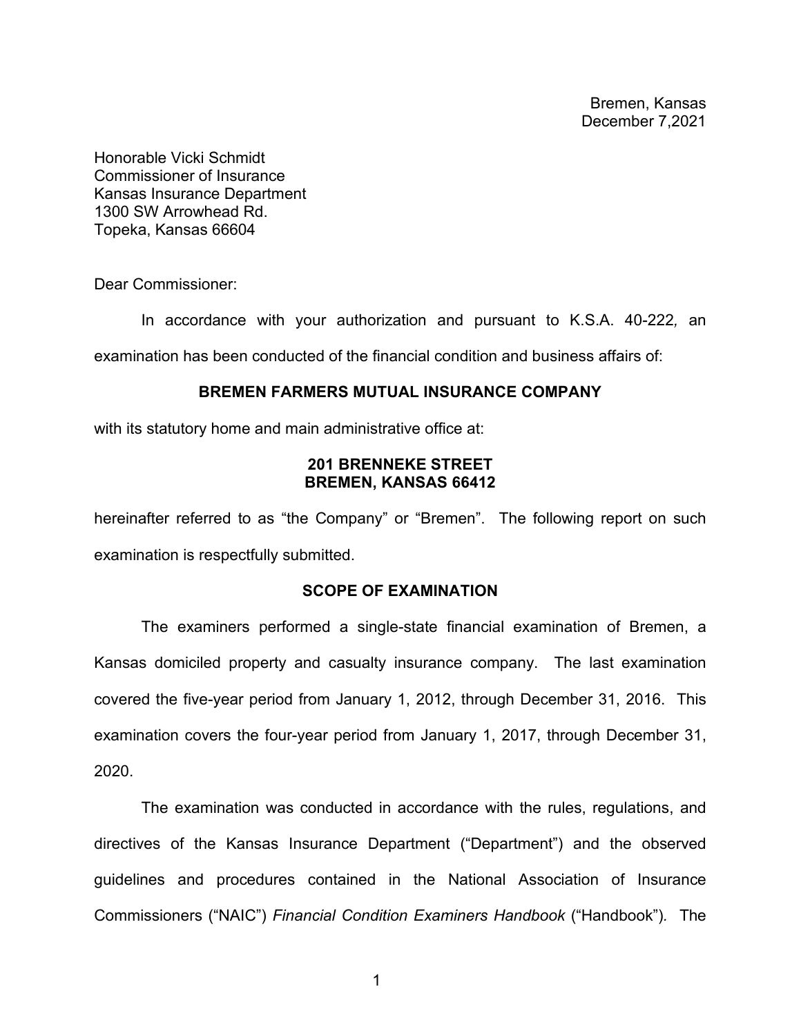Bremen, Kansas
December 7,2021

Honorable Vicki Schmidt
Commissioner of Insurance
Kansas Insurance Department
1300 SW Arrowhead Rd.
Topeka, Kansas 66604

Dear Commissioner:

In accordance with your authorization and pursuant to K.S.A. 40-222*,* an examination has been conducted of the financial condition and business affairs of:

**BREMEN FARMERS MUTUAL INSURANCE COMPANY**

with its statutory home and main administrative office at:

**201 BRENNEKE STREET**
**BREMEN, KANSAS 66412**

hereinafter referred to as "the Company" or "Bremen". The following report on such examination is respectfully submitted.

**SCOPE OF EXAMINATION**

The examiners performed a single-state financial examination of Bremen, a Kansas domiciled property and casualty insurance company. The last examination covered the five-year period from January 1, 2012, through December 31, 2016. This examination covers the four-year period from January 1, 2017, through December 31, 2020.

The examination was conducted in accordance with the rules, regulations, and directives of the Kansas Insurance Department ("Department") and the observed guidelines and procedures contained in the National Association of Insurance Commissioners ("NAIC") *Financial Condition Examiners Handbook* ("Handbook"). The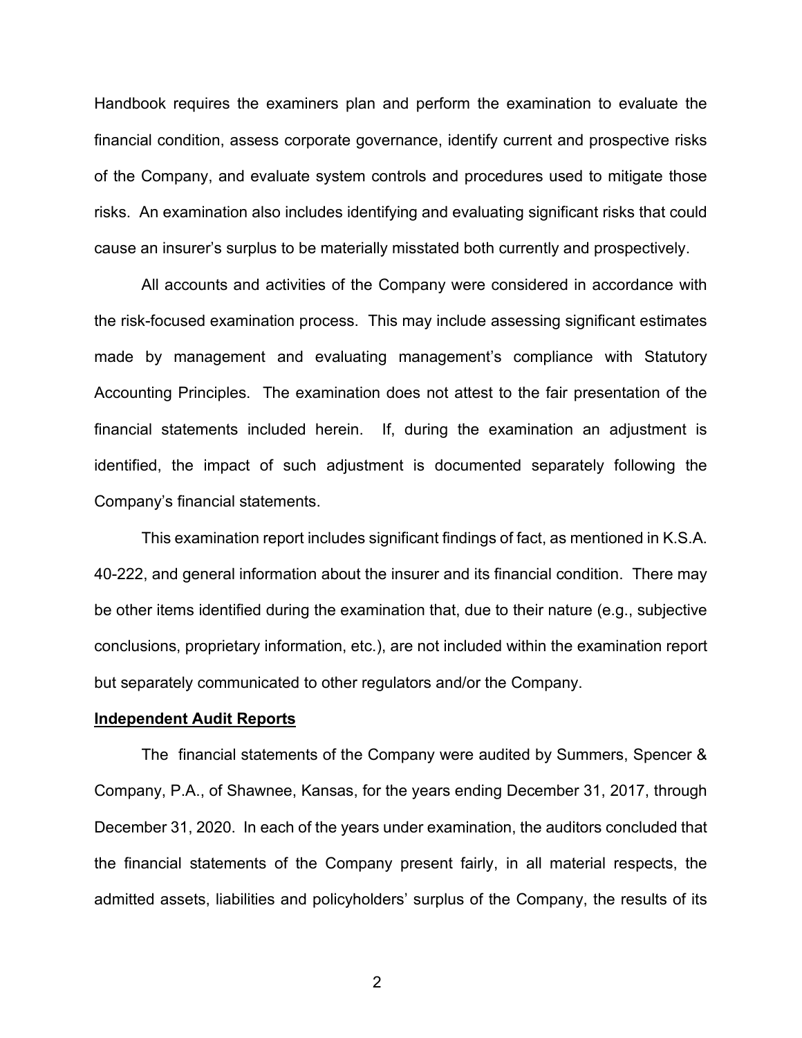Handbook requires the examiners plan and perform the examination to evaluate the financial condition, assess corporate governance, identify current and prospective risks of the Company, and evaluate system controls and procedures used to mitigate those risks. An examination also includes identifying and evaluating significant risks that could cause an insurer's surplus to be materially misstated both currently and prospectively.

All accounts and activities of the Company were considered in accordance with the risk-focused examination process. This may include assessing significant estimates made by management and evaluating management's compliance with Statutory Accounting Principles. The examination does not attest to the fair presentation of the financial statements included herein. If, during the examination an adjustment is identified, the impact of such adjustment is documented separately following the Company's financial statements.

This examination report includes significant findings of fact, as mentioned in K.S.A. 40-222, and general information about the insurer and its financial condition. There may be other items identified during the examination that, due to their nature (e.g., subjective conclusions, proprietary information, etc.), are not included within the examination report but separately communicated to other regulators and/or the Company.

**Independent Audit Reports**

The financial statements of the Company were audited by Summers, Spencer & Company, P.A., of Shawnee, Kansas, for the years ending December 31, 2017, through December 31, 2020. In each of the years under examination, the auditors concluded that the financial statements of the Company present fairly, in all material respects, the admitted assets, liabilities and policyholders' surplus of the Company, the results of its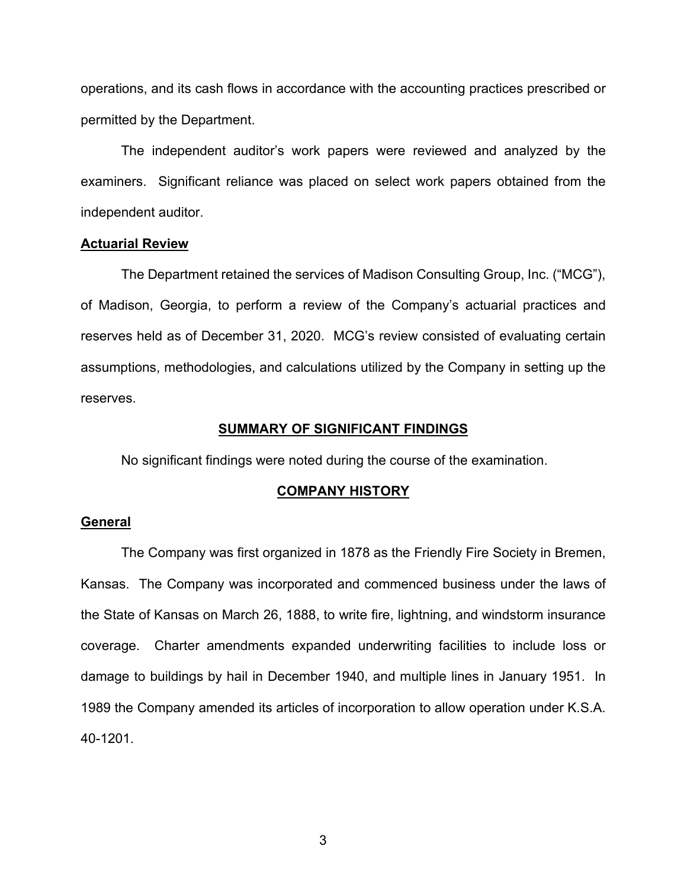operations, and its cash flows in accordance with the accounting practices prescribed or permitted by the Department.

The independent auditor's work papers were reviewed and analyzed by the examiners. Significant reliance was placed on select work papers obtained from the independent auditor.

**Actuarial Review**

The Department retained the services of Madison Consulting Group, Inc. ("MCG"), of Madison, Georgia, to perform a review of the Company's actuarial practices and reserves held as of December 31, 2020. MCG's review consisted of evaluating certain assumptions, methodologies, and calculations utilized by the Company in setting up the reserves.

## SUMMARY OF SIGNIFICANT FINDINGS

No significant findings were noted during the course of the examination.

## COMPANY HISTORY

**General**

The Company was first organized in 1878 as the Friendly Fire Society in Bremen, Kansas. The Company was incorporated and commenced business under the laws of the State of Kansas on March 26, 1888, to write fire, lightning, and windstorm insurance coverage. Charter amendments expanded underwriting facilities to include loss or damage to buildings by hail in December 1940, and multiple lines in January 1951. In 1989 the Company amended its articles of incorporation to allow operation under K.S.A. 40-1201.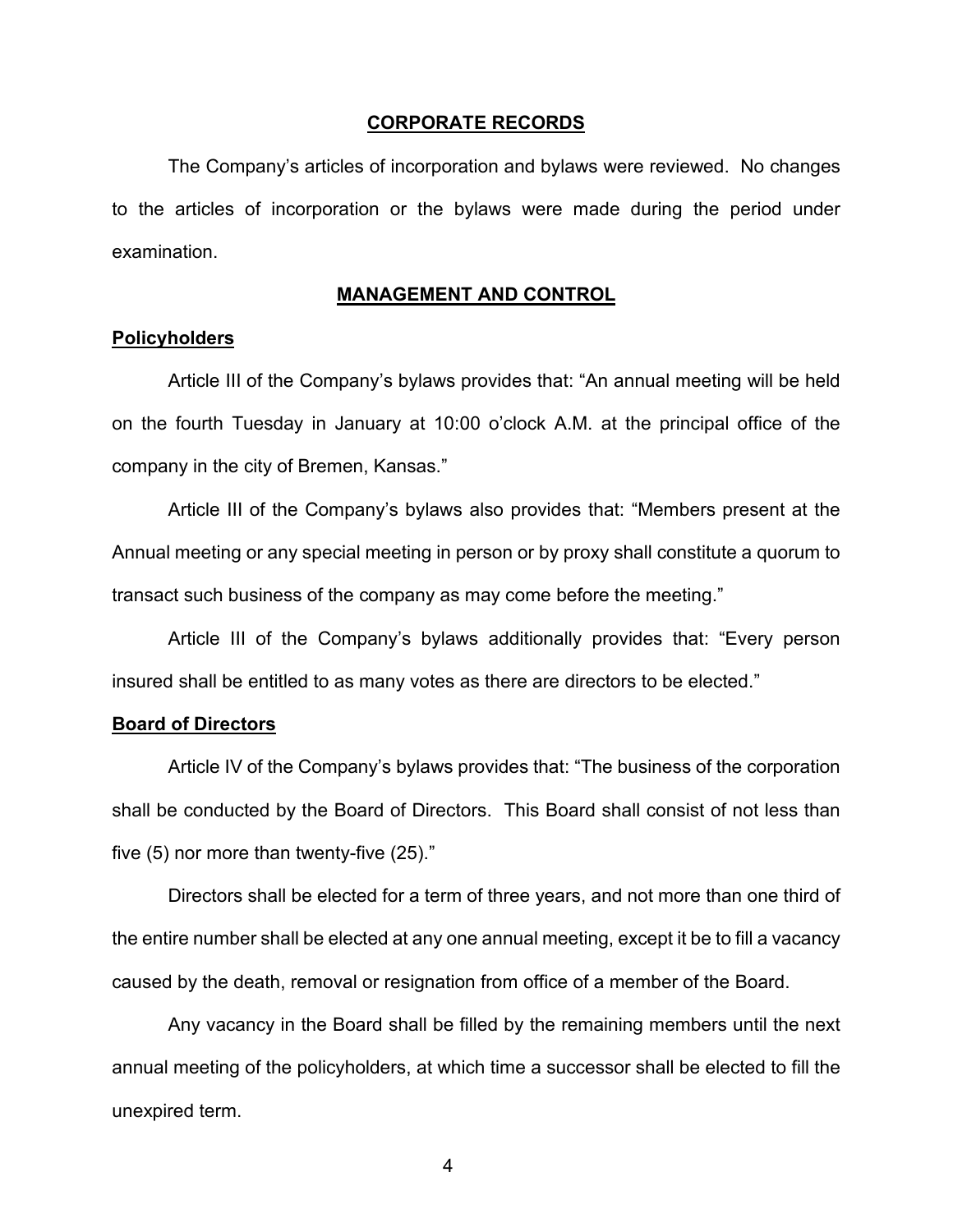## CORPORATE RECORDS

The Company's articles of incorporation and bylaws were reviewed. No changes to the articles of incorporation or the bylaws were made during the period under examination.

## MANAGEMENT AND CONTROL

### Policyholders

Article III of the Company's bylaws provides that: "An annual meeting will be held on the fourth Tuesday in January at 10:00 o'clock A.M. at the principal office of the company in the city of Bremen, Kansas."

Article III of the Company's bylaws also provides that: "Members present at the Annual meeting or any special meeting in person or by proxy shall constitute a quorum to transact such business of the company as may come before the meeting."

Article III of the Company's bylaws additionally provides that: "Every person insured shall be entitled to as many votes as there are directors to be elected."

### Board of Directors

Article IV of the Company's bylaws provides that: "The business of the corporation shall be conducted by the Board of Directors. This Board shall consist of not less than five (5) nor more than twenty-five (25)."

Directors shall be elected for a term of three years, and not more than one third of the entire number shall be elected at any one annual meeting, except it be to fill a vacancy caused by the death, removal or resignation from office of a member of the Board.

Any vacancy in the Board shall be filled by the remaining members until the next annual meeting of the policyholders, at which time a successor shall be elected to fill the unexpired term.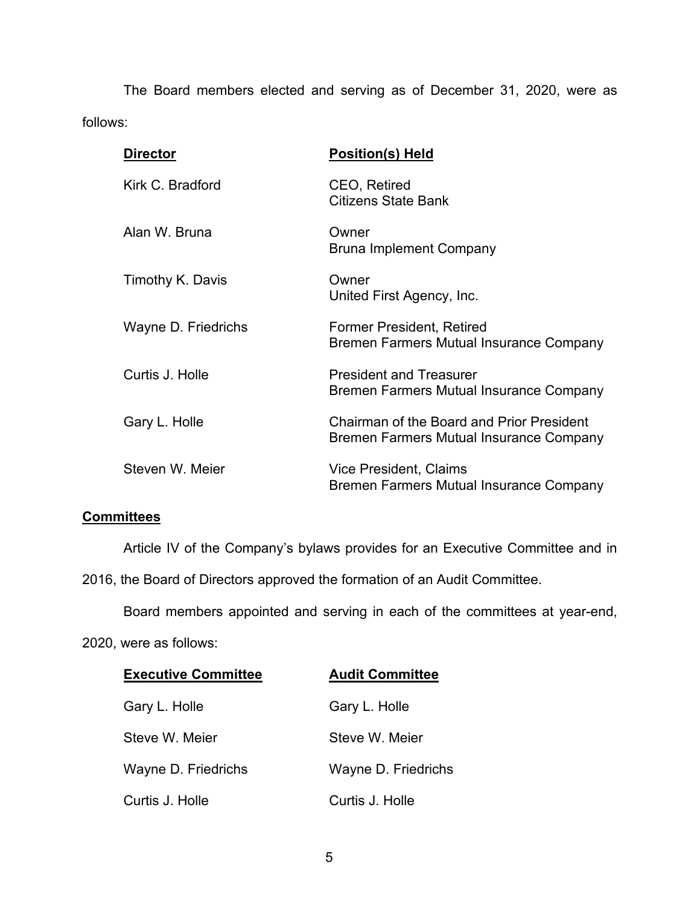The Board members elected and serving as of December 31, 2020, were as follows:

| **Director** | **Position(s) Held** |
| --- | --- |
| Kirk C. Bradford | CEO, Retired<br>Citizens State Bank |
| Alan W. Bruna | Owner<br>Bruna Implement Company |
| Timothy K. Davis | Owner<br>United First Agency, Inc. |
| Wayne D. Friedrichs | Former President, Retired<br>Bremen Farmers Mutual Insurance Company |
| Curtis J. Holle | President and Treasurer<br>Bremen Farmers Mutual Insurance Company |
| Gary L. Holle | Chairman of the Board and Prior President<br>Bremen Farmers Mutual Insurance Company |
| Steven W. Meier | Vice President, Claims<br>Bremen Farmers Mutual Insurance Company |

## Committees

Article IV of the Company's bylaws provides for an Executive Committee and in 2016, the Board of Directors approved the formation of an Audit Committee.

Board members appointed and serving in each of the committees at year-end, 2020, were as follows:

| **Executive Committee** | **Audit Committee** |
| --- | --- |
| Gary L. Holle | Gary L. Holle |
| Steve W. Meier | Steve W. Meier |
| Wayne D. Friedrichs | Wayne D. Friedrichs |
| Curtis J. Holle | Curtis J. Holle |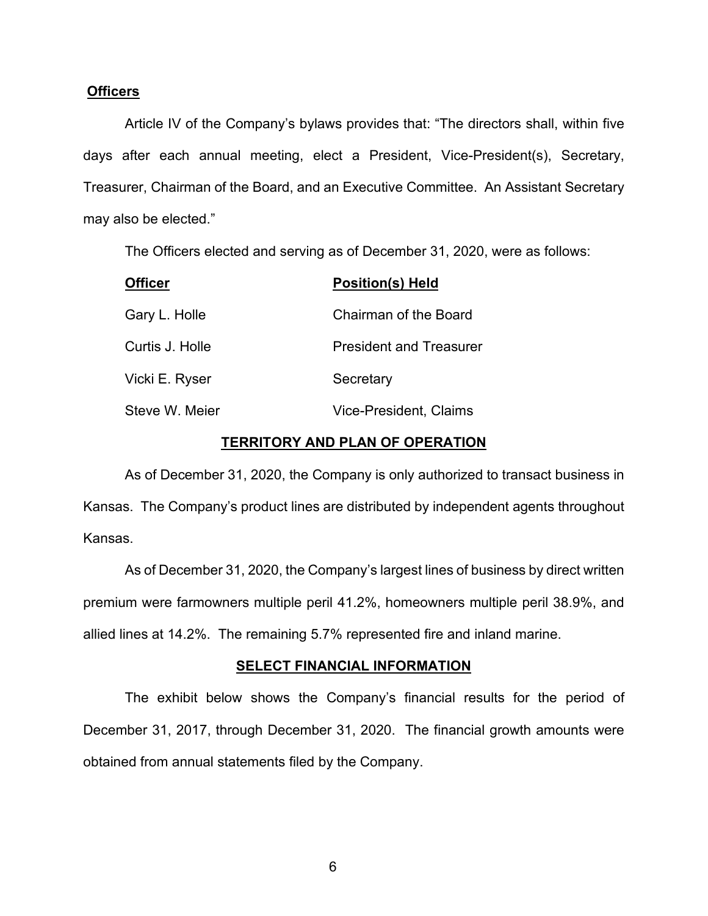**Officers**

Article IV of the Company's bylaws provides that: "The directors shall, within five days after each annual meeting, elect a President, Vice-President(s), Secretary, Treasurer, Chairman of the Board, and an Executive Committee. An Assistant Secretary may also be elected."

The Officers elected and serving as of December 31, 2020, were as follows:

| Officer | Position(s) Held |
|---|---|
| Gary L. Holle | Chairman of the Board |
| Curtis J. Holle | President and Treasurer |
| Vicki E. Ryser | Secretary |
| Steve W. Meier | Vice-President, Claims |

## TERRITORY AND PLAN OF OPERATION

As of December 31, 2020, the Company is only authorized to transact business in Kansas. The Company's product lines are distributed by independent agents throughout Kansas.

As of December 31, 2020, the Company's largest lines of business by direct written premium were farmowners multiple peril 41.2%, homeowners multiple peril 38.9%, and allied lines at 14.2%. The remaining 5.7% represented fire and inland marine.

## SELECT FINANCIAL INFORMATION

The exhibit below shows the Company's financial results for the period of December 31, 2017, through December 31, 2020. The financial growth amounts were obtained from annual statements filed by the Company.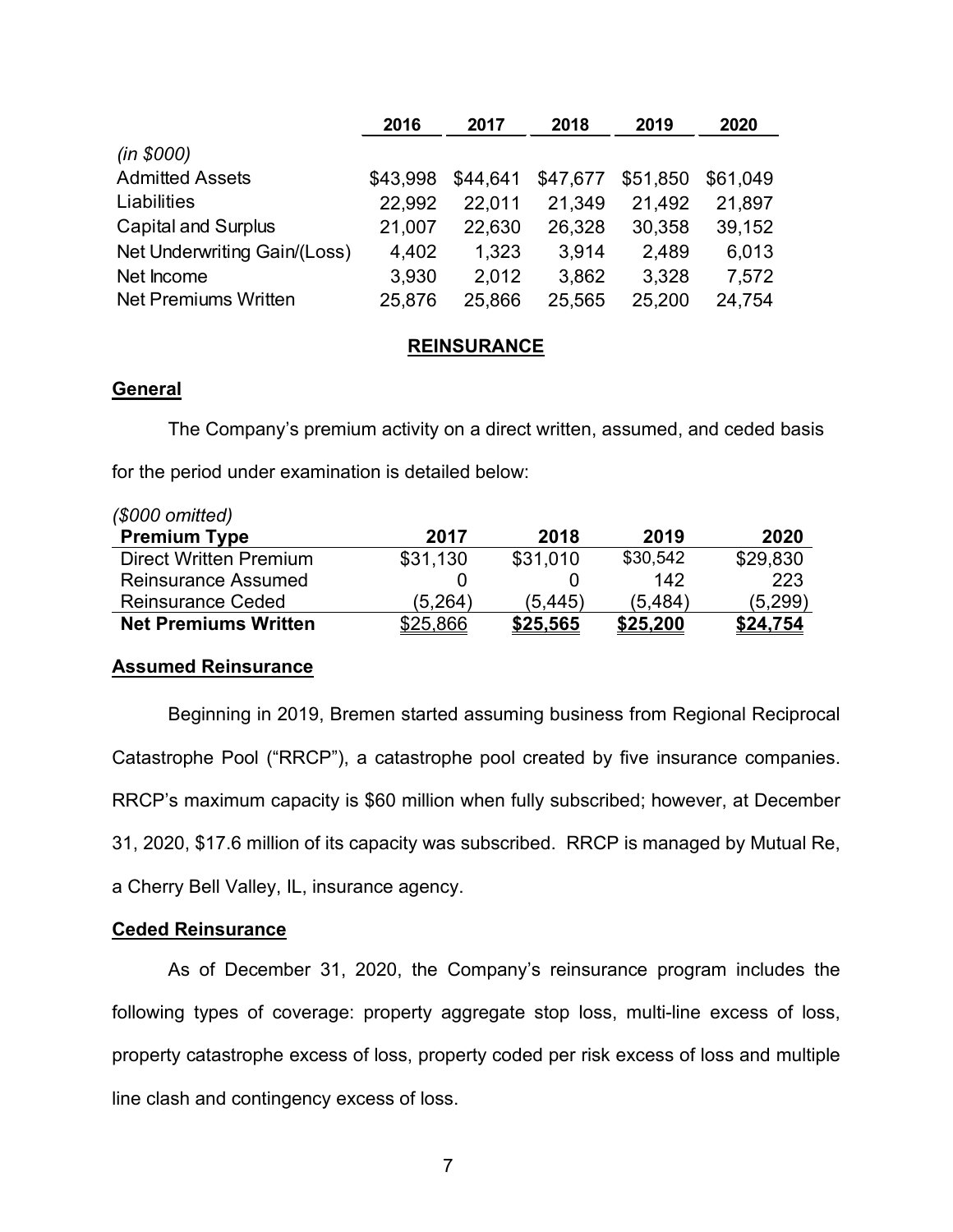| | 2016 | 2017 | 2018 | 2019 | 2020 |
|---|---|---|---|---|---|
| *(in $000)* | | | | | |
| Admitted Assets | $43,998 | $44,641 | $47,677 | $51,850 | $61,049 |
| Liabilities | 22,992 | 22,011 | 21,349 | 21,492 | 21,897 |
| Capital and Surplus | 21,007 | 22,630 | 26,328 | 30,358 | 39,152 |
| Net Underwriting Gain/(Loss) | 4,402 | 1,323 | 3,914 | 2,489 | 6,013 |
| Net Income | 3,930 | 2,012 | 3,862 | 3,328 | 7,572 |
| Net Premiums Written | 25,876 | 25,866 | 25,565 | 25,200 | 24,754 |

## REINSURANCE

### General

The Company's premium activity on a direct written, assumed, and ceded basis for the period under examination is detailed below:

*($000 omitted)*

| Premium Type | 2017 | 2018 | 2019 | 2020 |
|---|---|---|---|---|
| Direct Written Premium | $31,130 | $31,010 | $30,542 | $29,830 |
| Reinsurance Assumed | 0 | 0 | 142 | 223 |
| Reinsurance Ceded | (5,264) | (5,445) | (5,484) | (5,299) |
| **Net Premiums Written** | $25,866 | **$25,565** | **$25,200** | **$24,754** |

### Assumed Reinsurance

Beginning in 2019, Bremen started assuming business from Regional Reciprocal Catastrophe Pool ("RRCP"), a catastrophe pool created by five insurance companies. RRCP's maximum capacity is $60 million when fully subscribed; however, at December 31, 2020, $17.6 million of its capacity was subscribed. RRCP is managed by Mutual Re, a Cherry Bell Valley, IL, insurance agency.

### Ceded Reinsurance

As of December 31, 2020, the Company's reinsurance program includes the following types of coverage: property aggregate stop loss, multi-line excess of loss, property catastrophe excess of loss, property coded per risk excess of loss and multiple line clash and contingency excess of loss.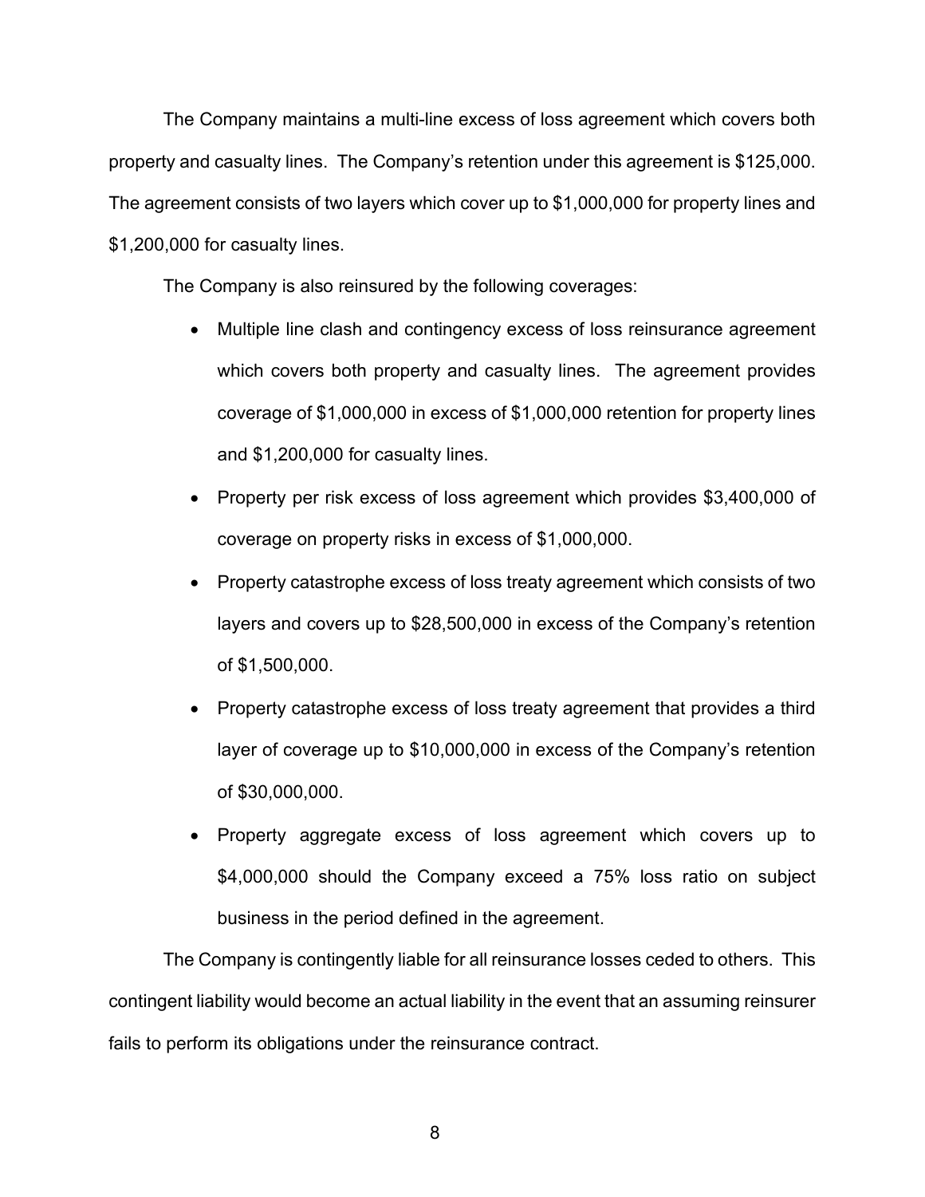The Company maintains a multi-line excess of loss agreement which covers both property and casualty lines. The Company's retention under this agreement is $125,000. The agreement consists of two layers which cover up to $1,000,000 for property lines and $1,200,000 for casualty lines.

The Company is also reinsured by the following coverages:

- Multiple line clash and contingency excess of loss reinsurance agreement which covers both property and casualty lines. The agreement provides coverage of $1,000,000 in excess of $1,000,000 retention for property lines and $1,200,000 for casualty lines.
- Property per risk excess of loss agreement which provides $3,400,000 of coverage on property risks in excess of $1,000,000.
- Property catastrophe excess of loss treaty agreement which consists of two layers and covers up to $28,500,000 in excess of the Company's retention of $1,500,000.
- Property catastrophe excess of loss treaty agreement that provides a third layer of coverage up to $10,000,000 in excess of the Company's retention of $30,000,000.
- Property aggregate excess of loss agreement which covers up to $4,000,000 should the Company exceed a 75% loss ratio on subject business in the period defined in the agreement.

The Company is contingently liable for all reinsurance losses ceded to others. This contingent liability would become an actual liability in the event that an assuming reinsurer fails to perform its obligations under the reinsurance contract.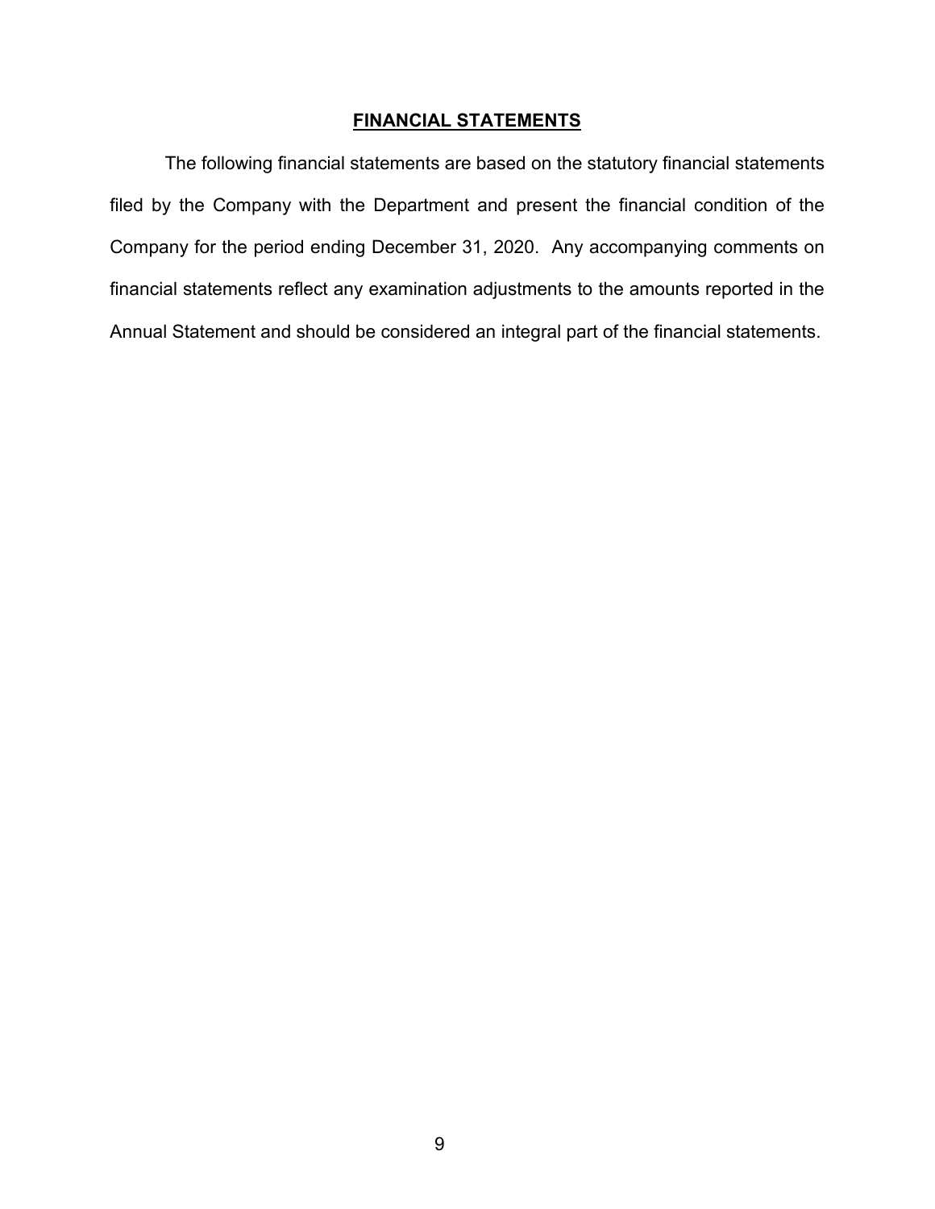## FINANCIAL STATEMENTS

The following financial statements are based on the statutory financial statements filed by the Company with the Department and present the financial condition of the Company for the period ending December 31, 2020. Any accompanying comments on financial statements reflect any examination adjustments to the amounts reported in the Annual Statement and should be considered an integral part of the financial statements.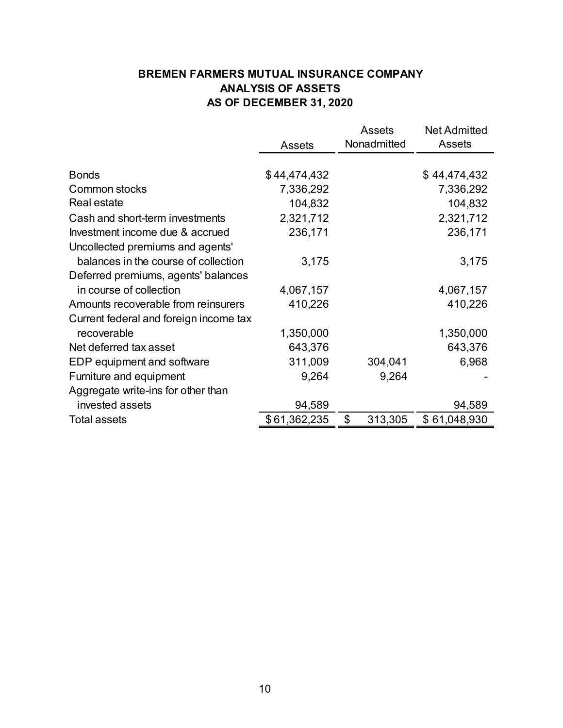**BREMEN FARMERS MUTUAL INSURANCE COMPANY**
**ANALYSIS OF ASSETS**
**AS OF DECEMBER 31, 2020**

| | Assets | Assets Nonadmitted | Net Admitted Assets |
|---|---|---|---|
| Bonds | $ 44,474,432 | | $ 44,474,432 |
| Common stocks | 7,336,292 | | 7,336,292 |
| Real estate | 104,832 | | 104,832 |
| Cash and short-term investments | 2,321,712 | | 2,321,712 |
| Investment income due & accrued | 236,171 | | 236,171 |
| Uncollected premiums and agents' balances in the course of collection | 3,175 | | 3,175 |
| Deferred premiums, agents' balances in course of collection | 4,067,157 | | 4,067,157 |
| Amounts recoverable from reinsurers | 410,226 | | 410,226 |
| Current federal and foreign income tax recoverable | 1,350,000 | | 1,350,000 |
| Net deferred tax asset | 643,376 | | 643,376 |
| EDP equipment and software | 311,009 | 304,041 | 6,968 |
| Furniture and equipment | 9,264 | 9,264 | - |
| Aggregate write-ins for other than invested assets | 94,589 | | 94,589 |
| Total assets | $ 61,362,235 | $ 313,305 | $ 61,048,930 |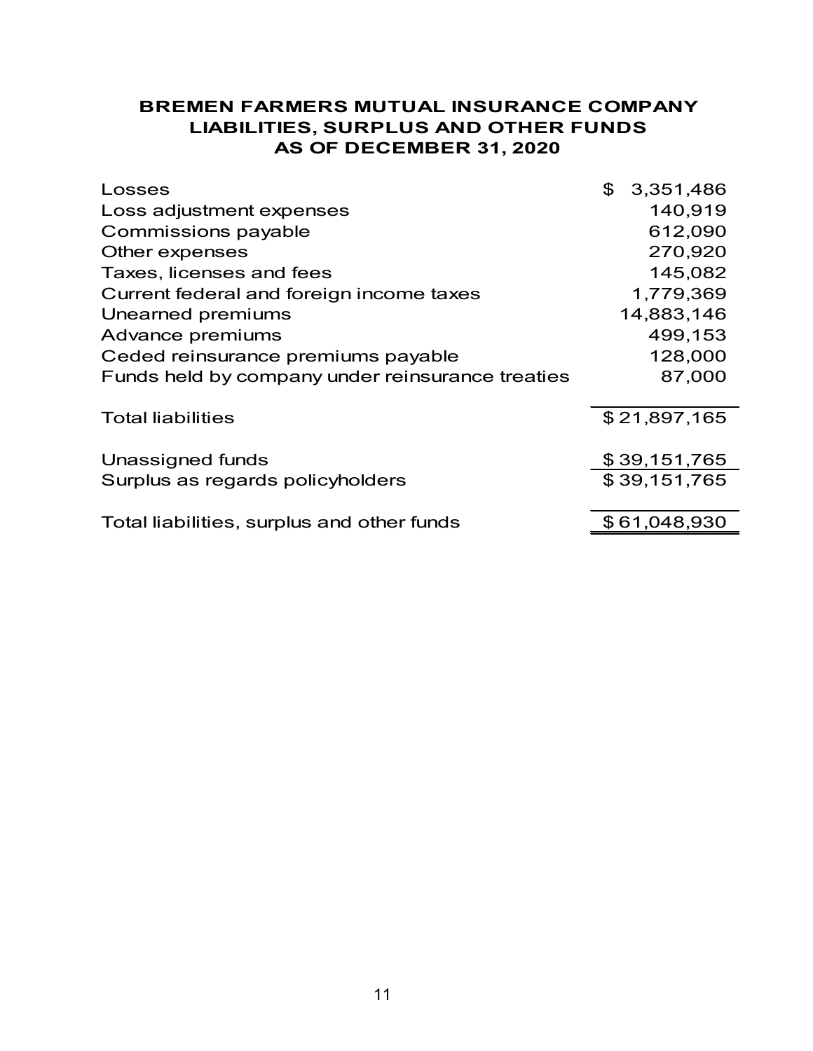# BREMEN FARMERS MUTUAL INSURANCE COMPANY
# LIABILITIES, SURPLUS AND OTHER FUNDS
# AS OF DECEMBER 31, 2020

| | |
|---|---:|
| Losses | $ 3,351,486 |
| Loss adjustment expenses | 140,919 |
| Commissions payable | 612,090 |
| Other expenses | 270,920 |
| Taxes, licenses and fees | 145,082 |
| Current federal and foreign income taxes | 1,779,369 |
| Unearned premiums | 14,883,146 |
| Advance premiums | 499,153 |
| Ceded reinsurance premiums payable | 128,000 |
| Funds held by company under reinsurance treaties | 87,000 |
| Total liabilities | $ 21,897,165 |
| Unassigned funds | $ 39,151,765 |
| Surplus as regards policyholders | $ 39,151,765 |
| Total liabilities, surplus and other funds | $ 61,048,930 |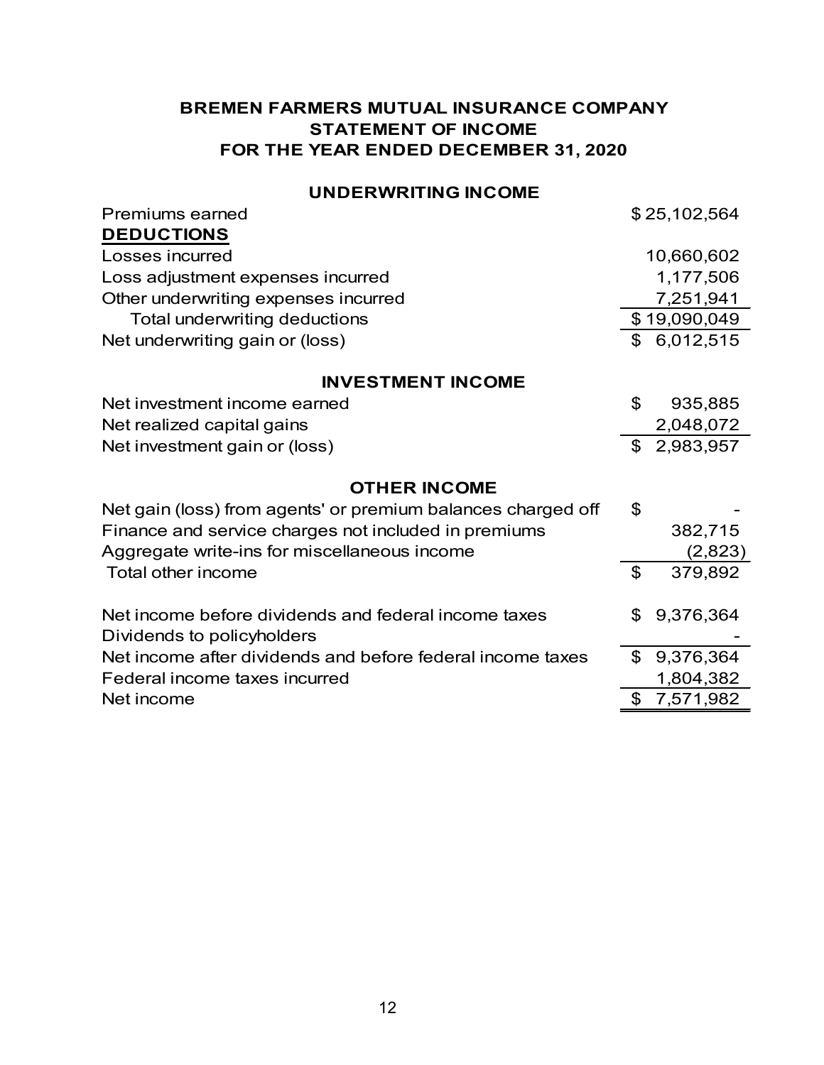# BREMEN FARMERS MUTUAL INSURANCE COMPANY
## STATEMENT OF INCOME
## FOR THE YEAR ENDED DECEMBER 31, 2020

### UNDERWRITING INCOME

| | |
|---|---:|
| Premiums earned | $ 25,102,564 |
| **DEDUCTIONS** | |
| Losses incurred | 10,660,602 |
| Loss adjustment expenses incurred | 1,177,506 |
| Other underwriting expenses incurred | 7,251,941 |
| Total underwriting deductions | $ 19,090,049 |
| Net underwriting gain or (loss) | $ 6,012,515 |

### INVESTMENT INCOME

| | |
|---|---:|
| Net investment income earned | $ 935,885 |
| Net realized capital gains | 2,048,072 |
| Net investment gain or (loss) | $ 2,983,957 |

### OTHER INCOME

| | |
|---|---:|
| Net gain (loss) from agents' or premium balances charged off | $ - |
| Finance and service charges not included in premiums | 382,715 |
| Aggregate write-ins for miscellaneous income | (2,823) |
| Total other income | $ 379,892 |
| | |
| Net income before dividends and federal income taxes | $ 9,376,364 |
| Dividends to policyholders | - |
| Net income after dividends and before federal income taxes | $ 9,376,364 |
| Federal income taxes incurred | 1,804,382 |
| Net income | $ 7,571,982 |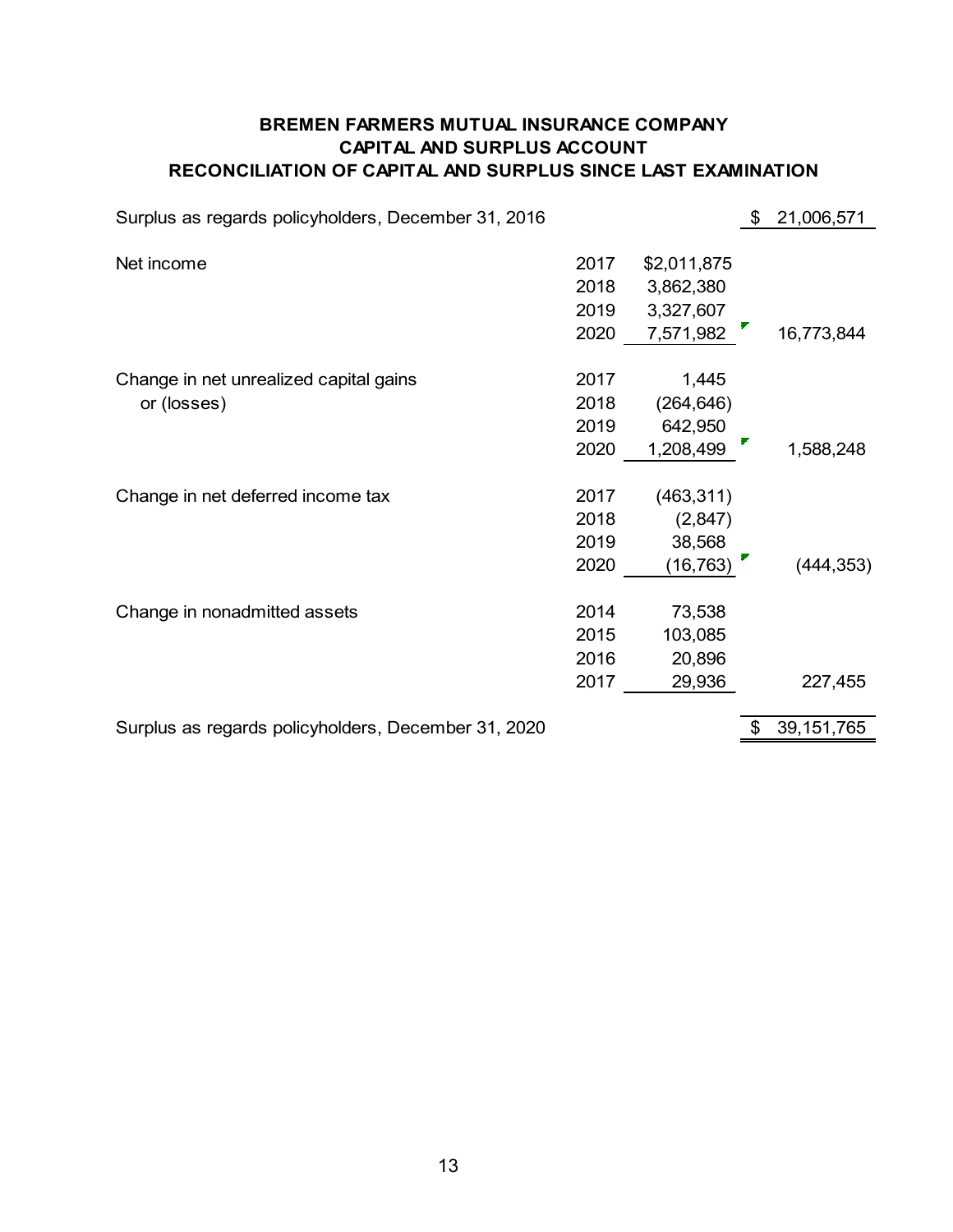**BREMEN FARMERS MUTUAL INSURANCE COMPANY**
**CAPITAL AND SURPLUS ACCOUNT**
**RECONCILIATION OF CAPITAL AND SURPLUS SINCE LAST EXAMINATION**

| | | | |
|---|---|---|---|
| Surplus as regards policyholders, December 31, 2016 | | | $ 21,006,571 |
| | | | |
| Net income | 2017 | $2,011,875 | |
| | 2018 | 3,862,380 | |
| | 2019 | 3,327,607 | |
| | 2020 | 7,571,982 | 16,773,844 |
| | | | |
| Change in net unrealized capital gains or (losses) | 2017 | 1,445 | |
| | 2018 | (264,646) | |
| | 2019 | 642,950 | |
| | 2020 | 1,208,499 | 1,588,248 |
| | | | |
| Change in net deferred income tax | 2017 | (463,311) | |
| | 2018 | (2,847) | |
| | 2019 | 38,568 | |
| | 2020 | (16,763) | (444,353) |
| | | | |
| Change in nonadmitted assets | 2014 | 73,538 | |
| | 2015 | 103,085 | |
| | 2016 | 20,896 | |
| | 2017 | 29,936 | 227,455 |
| | | | |
| Surplus as regards policyholders, December 31, 2020 | | | $ 39,151,765 |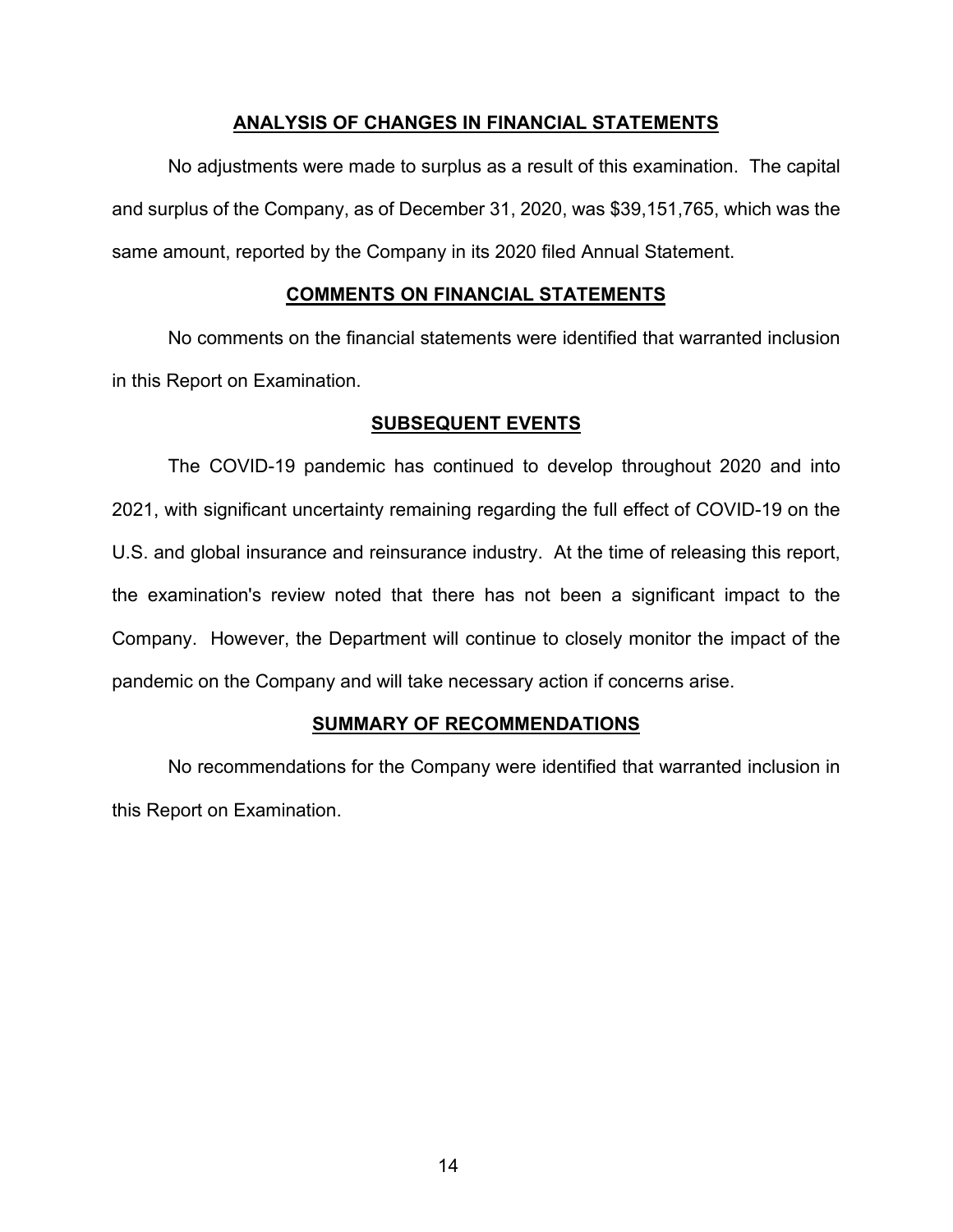## ANALYSIS OF CHANGES IN FINANCIAL STATEMENTS

No adjustments were made to surplus as a result of this examination. The capital and surplus of the Company, as of December 31, 2020, was $39,151,765, which was the same amount, reported by the Company in its 2020 filed Annual Statement.

## COMMENTS ON FINANCIAL STATEMENTS

No comments on the financial statements were identified that warranted inclusion in this Report on Examination.

## SUBSEQUENT EVENTS

The COVID-19 pandemic has continued to develop throughout 2020 and into 2021, with significant uncertainty remaining regarding the full effect of COVID-19 on the U.S. and global insurance and reinsurance industry. At the time of releasing this report, the examination's review noted that there has not been a significant impact to the Company. However, the Department will continue to closely monitor the impact of the pandemic on the Company and will take necessary action if concerns arise.

## SUMMARY OF RECOMMENDATIONS

No recommendations for the Company were identified that warranted inclusion in this Report on Examination.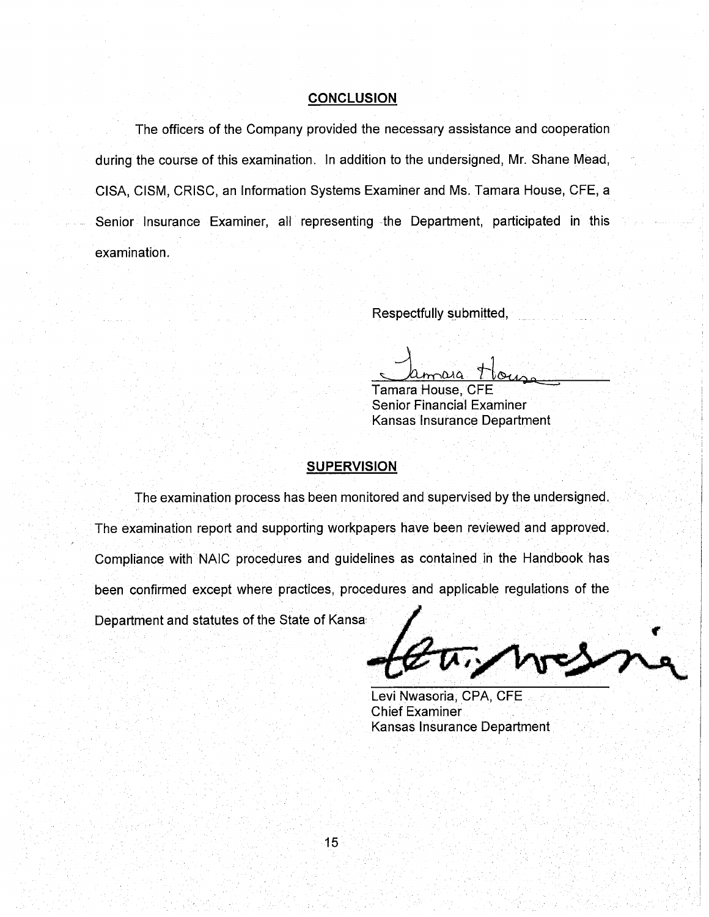## CONCLUSION

The officers of the Company provided the necessary assistance and cooperation during the course of this examination. In addition to the undersigned, Mr. Shane Mead, CISA, CISM, CRISC, an Information Systems Examiner and Ms. Tamara House, CFE, a Senior Insurance Examiner, all representing the Department, participated in this examination.

Respectfully submitted,

Tamara House, CFE
Senior Financial Examiner
Kansas Insurance Department

## SUPERVISION

The examination process has been monitored and supervised by the undersigned. The examination report and supporting workpapers have been reviewed and approved. Compliance with NAIC procedures and guidelines as contained in the Handbook has been confirmed except where practices, procedures and applicable regulations of the Department and statutes of the State of Kansa

Levi Nwasoria, CPA, CFE
Chief Examiner
Kansas Insurance Department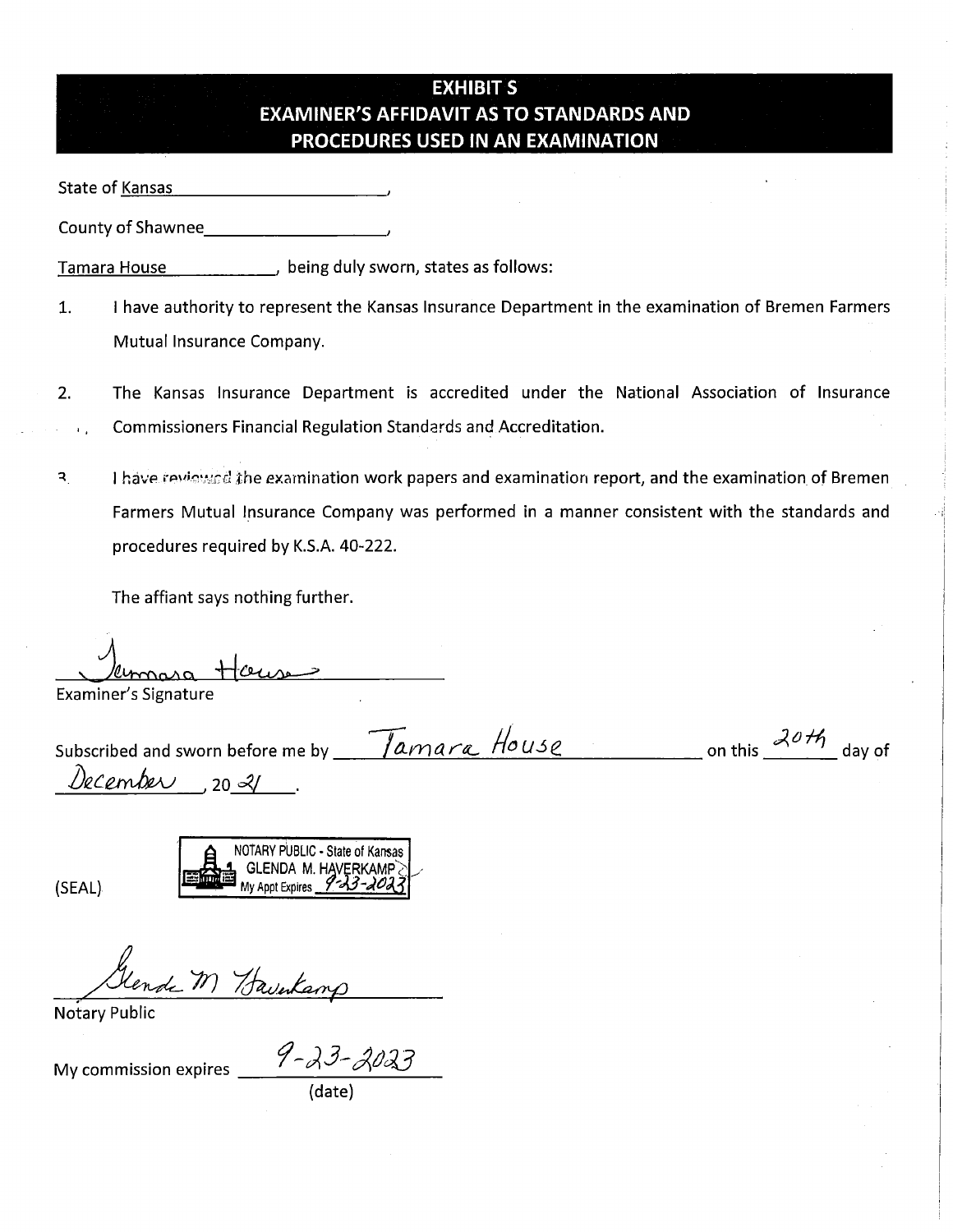# EXHIBIT S
# EXAMINER'S AFFIDAVIT AS TO STANDARDS AND PROCEDURES USED IN AN EXAMINATION

State of Kansas,

County of Shawnee,

Tamara House, being duly sworn, states as follows:

1. I have authority to represent the Kansas Insurance Department in the examination of Bremen Farmers Mutual Insurance Company.

2. The Kansas Insurance Department is accredited under the National Association of Insurance Commissioners Financial Regulation Standards and Accreditation.

3. I have reviewed the examination work papers and examination report, and the examination of Bremen Farmers Mutual Insurance Company was performed in a manner consistent with the standards and procedures required by K.S.A. 40-222.

The affiant says nothing further.

Tamara House

Examiner's Signature

Subscribed and sworn before me by Tamara House on this 20th day of December, 2021.

(SEAL) NOTARY PUBLIC - State of Kansas GLENDA M. HAVERKAMP My Appt Expires 9-23-2023

Glenda M Haverkamp

Notary Public

My commission expires 9-23-2023
(date)